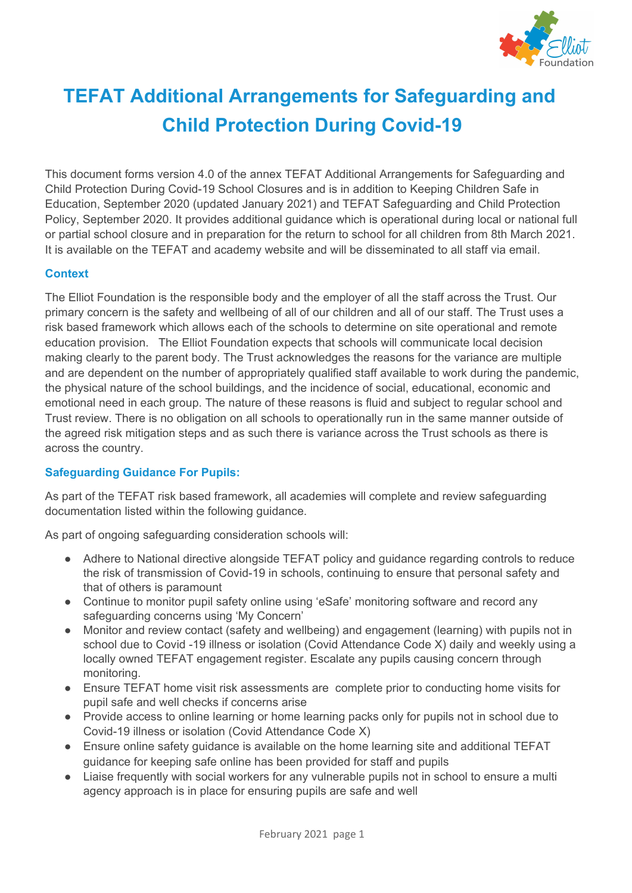# TEFAT Additional Arrangements for Safeguarding and Child Protection During Covid-19

This document forms version 4.0 of the annex TEFAT Additional Arrangements for Safeguarding and Child Protection During Covid-19 School Closures and is in addition to Keeping Children Safe in Education, September 2020 (updated January 2021) and TEFAT Safeguarding and Child Protection Policy, September 2020. It provides additional guidance which is operational during local or national full or partial school closure and in preparation for the return to school for all children from 8th March 2021. It is available on the TEFAT and academy website and will be disseminated to all staff via email.

### Context

The Elliot Foundation is the responsible body and the employer of all the staff across the Trust. Our primary concern is the safety and wellbeing of all of our children and all of our staff. The Trust uses a risk based framework which allows each of the schools to determine on site operational and remote education provision. The Elliot Foundation expects that schools will communicate local decision making clearly to the parent body. The Trust acknowledges the reasons for the variance are multiple and are dependent on the number of appropriately qualified staff available to work during the pandemic, the physical nature of the school buildings, and the incidence of social, educational, economic and emotional need in each group. The nature of these reasons is fluid and subject to regular school and Trust review. There is no obligation on all schools to operationally run in the same manner outside of the agreed risk mitigation steps and as such there is variance across the Trust schools as there is across the country.

### Safeguarding Guidance For Pupils:

As part of the TEFAT risk based framework, all academies will complete and review safeguarding documentation listed within the following guidance.

As part of ongoing safeguarding consideration schools will:

- Adhere to National directive alongside TEFAT policy and guidance regarding controls to reduce the risk of transmission of Covid-19 in schools, continuing to ensure that personal safety and that of others is paramount
- Continue to monitor pupil safety online using 'eSafe' monitoring software and record any safeguarding concerns using 'My Concern'
- Monitor and review contact (safety and wellbeing) and engagement (learning) with pupils not in school due to Covid -19 illness or isolation (Covid Attendance Code X) daily and weekly using a locally owned TEFAT engagement register. Escalate any pupils causing concern through monitoring.
- Ensure TEFAT home visit risk assessments are complete prior to conducting home visits for pupil safe and well checks if concerns arise
- Provide access to online learning or home learning packs only for pupils not in school due to Covid-19 illness or isolation (Covid Attendance Code X)
- Ensure online safety guidance is available on the home learning site and additional TEFAT guidance for keeping safe online has been provided for staff and pupils
- Liaise frequently with social workers for any vulnerable pupils not in school to ensure a multi agency approach is in place for ensuring pupils are safe and well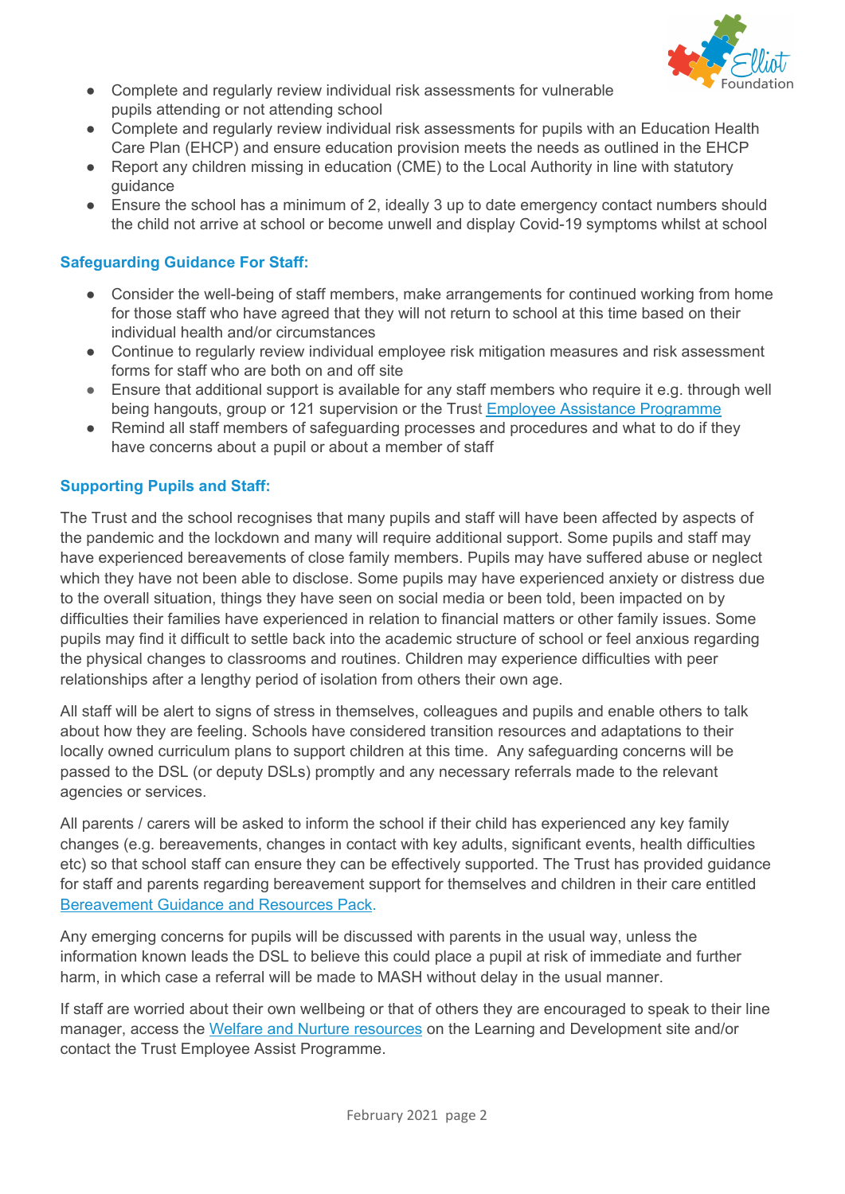- Complete and regularly review individual risk assessments for vulnerable pupils attending or not attending school
- Complete and regularly review individual risk assessments for pupils with an Education Health Care Plan (EHCP) and ensure education provision meets the needs as outlined in the EHCP
- Report any children missing in education (CME) to the Local Authority in line with statutory guidance
- Ensure the school has a minimum of 2, ideally 3 up to date emergency contact numbers should the child not arrive at school or become unwell and display Covid-19 symptoms whilst at school

### Safeguarding Guidance For Staff:

- Consider the well-being of staff members, make arrangements for continued working from home for those staff who have agreed that they will not return to school at this time based on their individual health and/or circumstances
- Continue to regularly review individual employee risk mitigation measures and risk assessment forms for staff who are both on and off site
- Ensure that additional support is available for any staff members who require it e.g. through well being hangouts, group or 121 supervision or the Trust [Employee Assistance Programme]
- Remind all staff members of safeguarding processes and procedures and what to do if they have concerns about a pupil or about a member of staff

### Supporting Pupils and Staff:

The Trust and the school recognises that many pupils and staff will have been affected by aspects of the pandemic and the lockdown and many will require additional support. Some pupils and staff may have experienced bereavements of close family members. Pupils may have suffered abuse or neglect which they have not been able to disclose. Some pupils may have experienced anxiety or distress due to the overall situation, things they have seen on social media or been told, been impacted on by difficulties their families have experienced in relation to financial matters or other family issues. Some pupils may find it difficult to settle back into the academic structure of school or feel anxious regarding the physical changes to classrooms and routines. Children may experience difficulties with peer relationships after a lengthy period of isolation from others their own age.

All staff will be alert to signs of stress in themselves, colleagues and pupils and enable others to talk about how they are feeling. Schools have considered transition resources and adaptations to their locally owned curriculum plans to support children at this time. Any safeguarding concerns will be passed to the DSL (or deputy DSLs) promptly and any necessary referrals made to the relevant agencies or services.

All parents / carers will be asked to inform the school if their child has experienced any key family changes (e.g. bereavements, changes in contact with key adults, significant events, health difficulties etc) so that school staff can ensure they can be effectively supported. The Trust has provided guidance for staff and parents regarding bereavement support for themselves and children in their care entitled [Bereavement Guidance and Resources Pack].

Any emerging concerns for pupils will be discussed with parents in the usual way, unless the information known leads the DSL to believe this could place a pupil at risk of immediate and further harm, in which case a referral will be made to MASH without delay in the usual manner.

If staff are worried about their own wellbeing or that of others they are encouraged to speak to their line manager, access the [Welfare and Nurture resources] on the Learning and Development site and/or contact the Trust Employee Assist Programme.